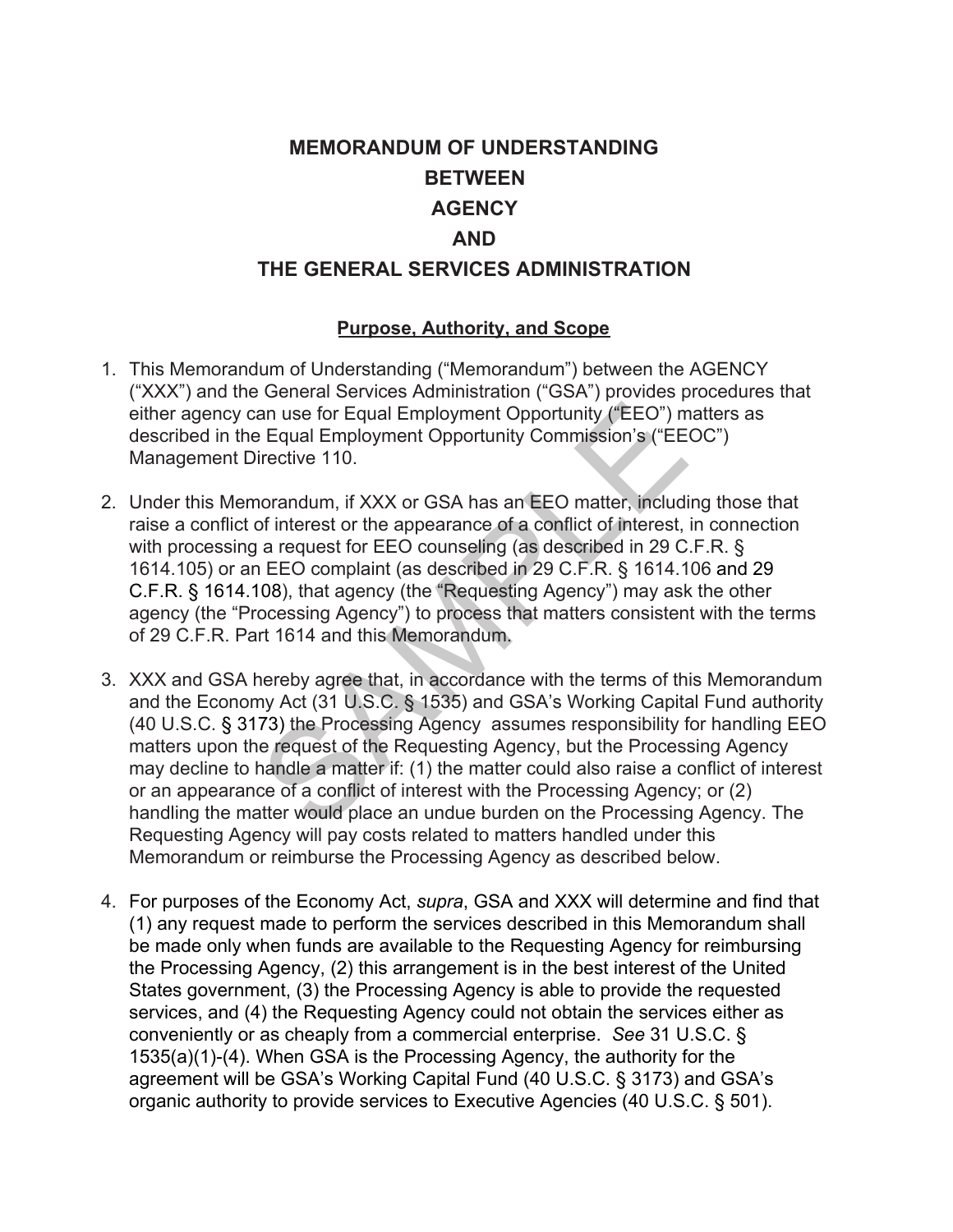# MEMORANDUM OF UNDERSTANDING
# BETWEEN
# AGENCY
# AND
# THE GENERAL SERVICES ADMINISTRATION

## Purpose, Authority, and Scope

1. This Memorandum of Understanding ("Memorandum") between the AGENCY ("XXX") and the General Services Administration ("GSA") provides procedures that either agency can use for Equal Employment Opportunity ("EEO") matters as described in the Equal Employment Opportunity Commission's ("EEOC") Management Directive 110.

2. Under this Memorandum, if XXX or GSA has an EEO matter, including those that raise a conflict of interest or the appearance of a conflict of interest, in connection with processing a request for EEO counseling (as described in 29 C.F.R. § 1614.105) or an EEO complaint (as described in 29 C.F.R. § 1614.106 and 29 C.F.R. § 1614.108), that agency (the "Requesting Agency") may ask the other agency (the "Processing Agency") to process that matters consistent with the terms of 29 C.F.R. Part 1614 and this Memorandum.

3. XXX and GSA hereby agree that, in accordance with the terms of this Memorandum and the Economy Act (31 U.S.C. § 1535) and GSA's Working Capital Fund authority (40 U.S.C. § 3173) the Processing Agency assumes responsibility for handling EEO matters upon the request of the Requesting Agency, but the Processing Agency may decline to handle a matter if: (1) the matter could also raise a conflict of interest or an appearance of a conflict of interest with the Processing Agency; or (2) handling the matter would place an undue burden on the Processing Agency. The Requesting Agency will pay costs related to matters handled under this Memorandum or reimburse the Processing Agency as described below.

4. For purposes of the Economy Act, *supra*, GSA and XXX will determine and find that (1) any request made to perform the services described in this Memorandum shall be made only when funds are available to the Requesting Agency for reimbursing the Processing Agency, (2) this arrangement is in the best interest of the United States government, (3) the Processing Agency is able to provide the requested services, and (4) the Requesting Agency could not obtain the services either as conveniently or as cheaply from a commercial enterprise. *See* 31 U.S.C. § 1535(a)(1)-(4). When GSA is the Processing Agency, the authority for the agreement will be GSA's Working Capital Fund (40 U.S.C. § 3173) and GSA's organic authority to provide services to Executive Agencies (40 U.S.C. § 501).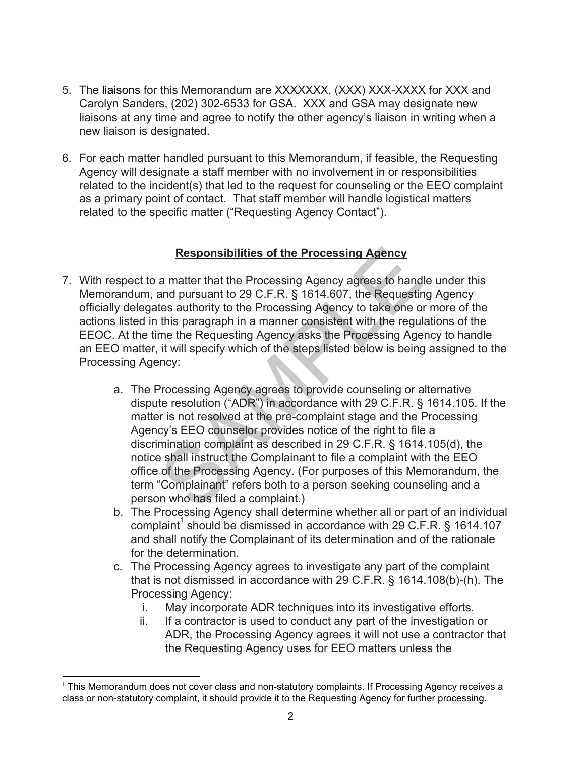5. The liaisons for this Memorandum are XXXXXXX, (XXX) XXX-XXXX for XXX and Carolyn Sanders, (202) 302-6533 for GSA. XXX and GSA may designate new liaisons at any time and agree to notify the other agency's liaison in writing when a new liaison is designated.

6. For each matter handled pursuant to this Memorandum, if feasible, the Requesting Agency will designate a staff member with no involvement in or responsibilities related to the incident(s) that led to the request for counseling or the EEO complaint as a primary point of contact. That staff member will handle logistical matters related to the specific matter ("Requesting Agency Contact").

## Responsibilities of the Processing Agency

7. With respect to a matter that the Processing Agency agrees to handle under this Memorandum, and pursuant to 29 C.F.R. § 1614.607, the Requesting Agency officially delegates authority to the Processing Agency to take one or more of the actions listed in this paragraph in a manner consistent with the regulations of the EEOC. At the time the Requesting Agency asks the Processing Agency to handle an EEO matter, it will specify which of the steps listed below is being assigned to the Processing Agency:

    a. The Processing Agency agrees to provide counseling or alternative dispute resolution ("ADR") in accordance with 29 C.F.R. § 1614.105. If the matter is not resolved at the pre-complaint stage and the Processing Agency's EEO counselor provides notice of the right to file a discrimination complaint as described in 29 C.F.R. § 1614.105(d), the notice shall instruct the Complainant to file a complaint with the EEO office of the Processing Agency. (For purposes of this Memorandum, the term "Complainant" refers both to a person seeking counseling and a person who has filed a complaint.)
    b. The Processing Agency shall determine whether all or part of an individual complaint[1] should be dismissed in accordance with 29 C.F.R. § 1614.107 and shall notify the Complainant of its determination and of the rationale for the determination.
    c. The Processing Agency agrees to investigate any part of the complaint that is not dismissed in accordance with 29 C.F.R. § 1614.108(b)-(h). The Processing Agency:
        i. May incorporate ADR techniques into its investigative efforts.
        ii. If a contractor is used to conduct any part of the investigation or ADR, the Processing Agency agrees it will not use a contractor that the Requesting Agency uses for EEO matters unless the

[1] This Memorandum does not cover class and non-statutory complaints. If Processing Agency receives a class or non-statutory complaint, it should provide it to the Requesting Agency for further processing.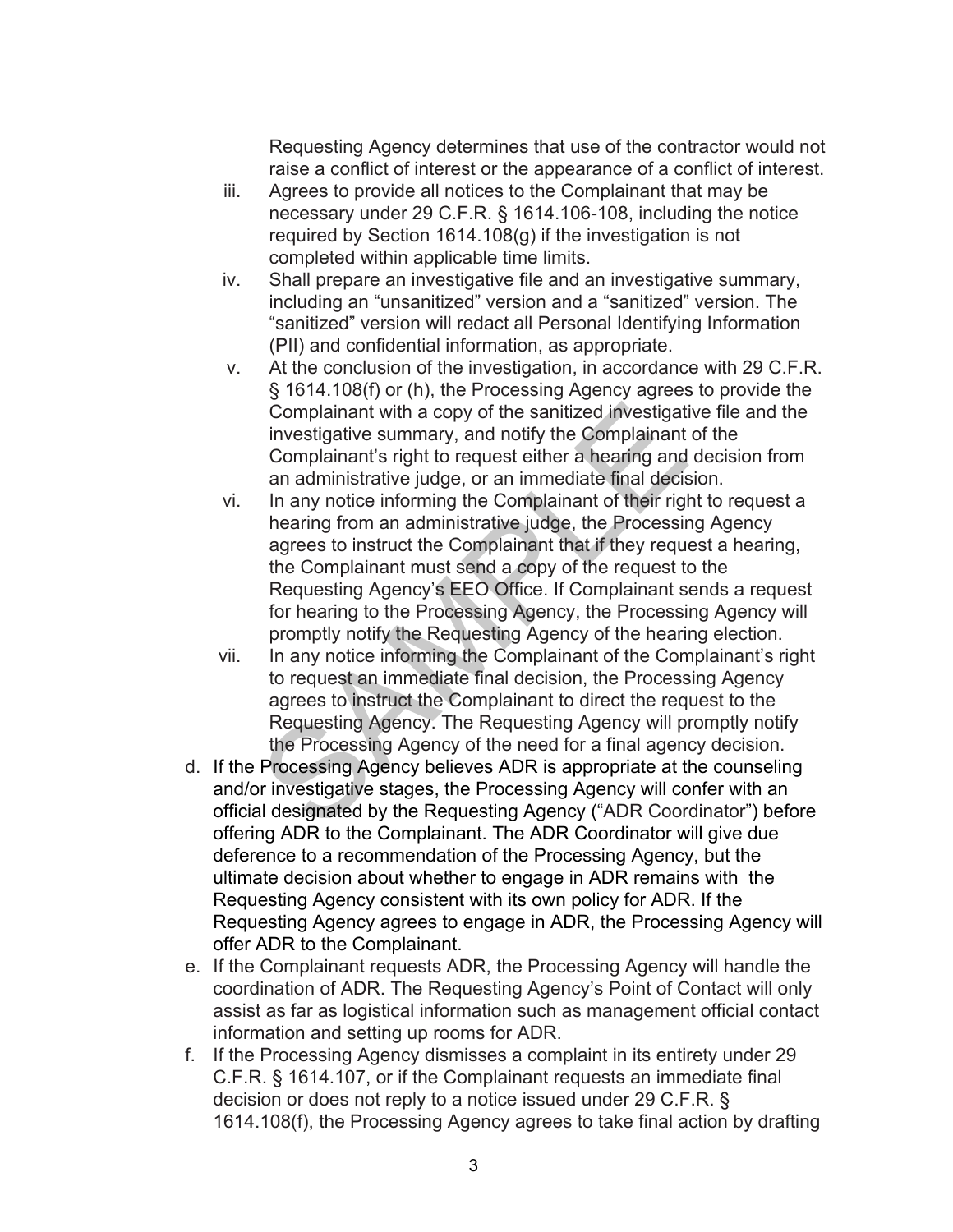Requesting Agency determines that use of the contractor would not raise a conflict of interest or the appearance of a conflict of interest.

iii. Agrees to provide all notices to the Complainant that may be necessary under 29 C.F.R. § 1614.106-108, including the notice required by Section 1614.108(g) if the investigation is not completed within applicable time limits.

iv. Shall prepare an investigative file and an investigative summary, including an "unsanitized" version and a "sanitized" version. The "sanitized" version will redact all Personal Identifying Information (PII) and confidential information, as appropriate.

v. At the conclusion of the investigation, in accordance with 29 C.F.R. § 1614.108(f) or (h), the Processing Agency agrees to provide the Complainant with a copy of the sanitized investigative file and the investigative summary, and notify the Complainant of the Complainant's right to request either a hearing and decision from an administrative judge, or an immediate final decision.

vi. In any notice informing the Complainant of their right to request a hearing from an administrative judge, the Processing Agency agrees to instruct the Complainant that if they request a hearing, the Complainant must send a copy of the request to the Requesting Agency's EEO Office. If Complainant sends a request for hearing to the Processing Agency, the Processing Agency will promptly notify the Requesting Agency of the hearing election.

vii. In any notice informing the Complainant of the Complainant's right to request an immediate final decision, the Processing Agency agrees to instruct the Complainant to direct the request to the Requesting Agency. The Requesting Agency will promptly notify the Processing Agency of the need for a final agency decision.

d. If the Processing Agency believes ADR is appropriate at the counseling and/or investigative stages, the Processing Agency will confer with an official designated by the Requesting Agency ("ADR Coordinator") before offering ADR to the Complainant. The ADR Coordinator will give due deference to a recommendation of the Processing Agency, but the ultimate decision about whether to engage in ADR remains with the Requesting Agency consistent with its own policy for ADR. If the Requesting Agency agrees to engage in ADR, the Processing Agency will offer ADR to the Complainant.

e. If the Complainant requests ADR, the Processing Agency will handle the coordination of ADR. The Requesting Agency's Point of Contact will only assist as far as logistical information such as management official contact information and setting up rooms for ADR.

f. If the Processing Agency dismisses a complaint in its entirety under 29 C.F.R. § 1614.107, or if the Complainant requests an immediate final decision or does not reply to a notice issued under 29 C.F.R. § 1614.108(f), the Processing Agency agrees to take final action by drafting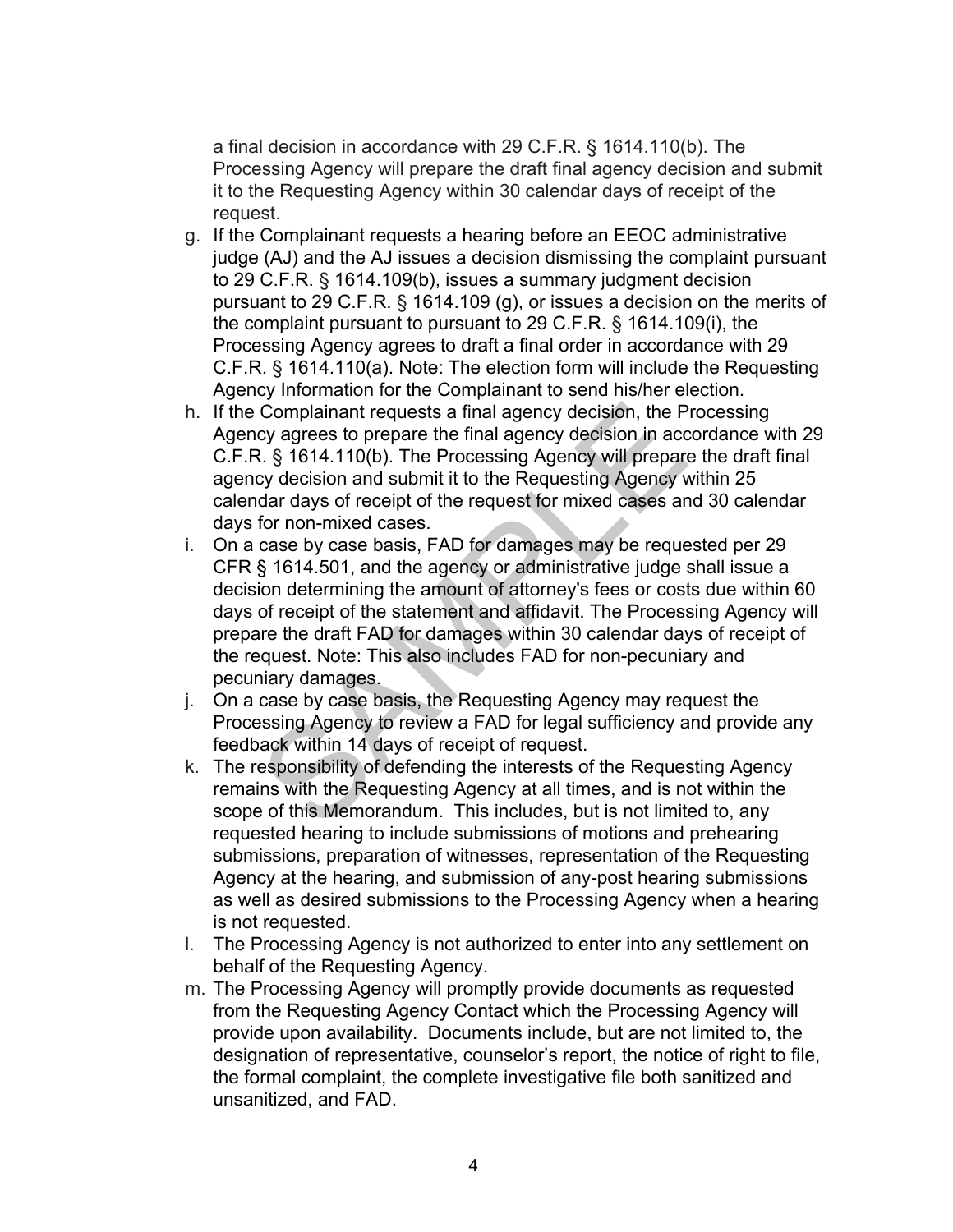a final decision in accordance with 29 C.F.R. § 1614.110(b). The Processing Agency will prepare the draft final agency decision and submit it to the Requesting Agency within 30 calendar days of receipt of the request.

g. If the Complainant requests a hearing before an EEOC administrative judge (AJ) and the AJ issues a decision dismissing the complaint pursuant to 29 C.F.R. § 1614.109(b), issues a summary judgment decision pursuant to 29 C.F.R. § 1614.109 (g), or issues a decision on the merits of the complaint pursuant to pursuant to 29 C.F.R. § 1614.109(i), the Processing Agency agrees to draft a final order in accordance with 29 C.F.R. § 1614.110(a). Note: The election form will include the Requesting Agency Information for the Complainant to send his/her election.
h. If the Complainant requests a final agency decision, the Processing Agency agrees to prepare the final agency decision in accordance with 29 C.F.R. § 1614.110(b). The Processing Agency will prepare the draft final agency decision and submit it to the Requesting Agency within 25 calendar days of receipt of the request for mixed cases and 30 calendar days for non-mixed cases.
i. On a case by case basis, FAD for damages may be requested per 29 CFR § 1614.501, and the agency or administrative judge shall issue a decision determining the amount of attorney's fees or costs due within 60 days of receipt of the statement and affidavit. The Processing Agency will prepare the draft FAD for damages within 30 calendar days of receipt of the request. Note: This also includes FAD for non-pecuniary and pecuniary damages.
j. On a case by case basis, the Requesting Agency may request the Processing Agency to review a FAD for legal sufficiency and provide any feedback within 14 days of receipt of request.
k. The responsibility of defending the interests of the Requesting Agency remains with the Requesting Agency at all times, and is not within the scope of this Memorandum. This includes, but is not limited to, any requested hearing to include submissions of motions and prehearing submissions, preparation of witnesses, representation of the Requesting Agency at the hearing, and submission of any-post hearing submissions as well as desired submissions to the Processing Agency when a hearing is not requested.
l. The Processing Agency is not authorized to enter into any settlement on behalf of the Requesting Agency.
m. The Processing Agency will promptly provide documents as requested from the Requesting Agency Contact which the Processing Agency will provide upon availability. Documents include, but are not limited to, the designation of representative, counselor's report, the notice of right to file, the formal complaint, the complete investigative file both sanitized and unsanitized, and FAD.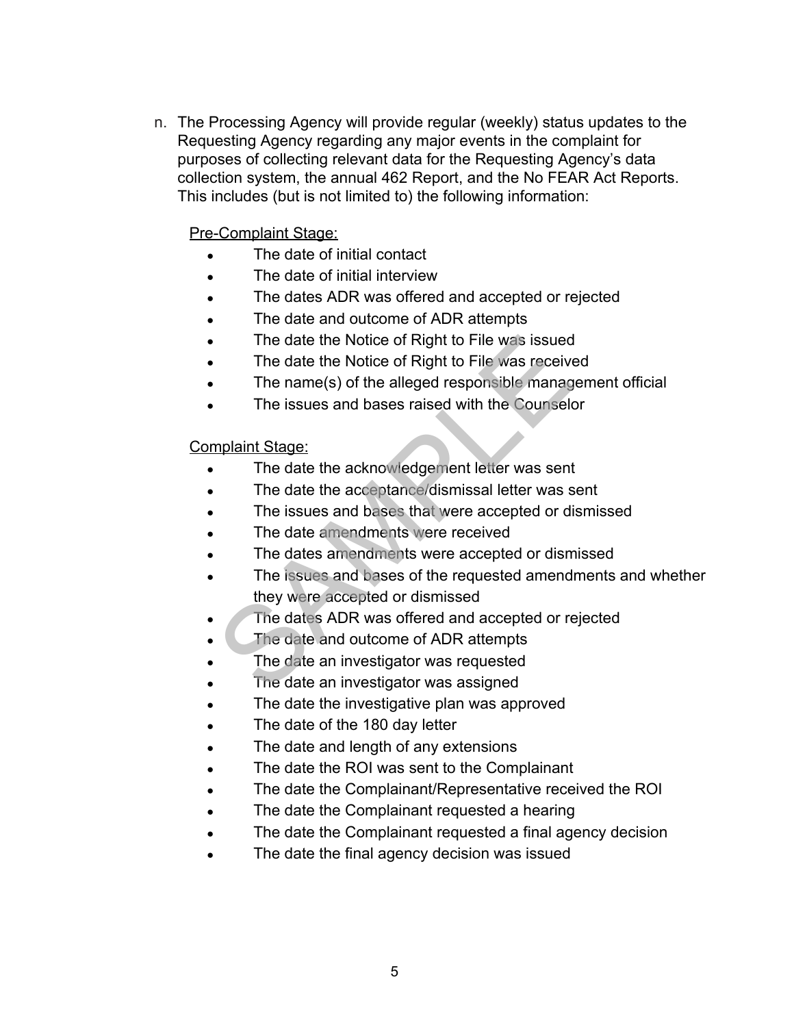n. The Processing Agency will provide regular (weekly) status updates to the Requesting Agency regarding any major events in the complaint for purposes of collecting relevant data for the Requesting Agency's data collection system, the annual 462 Report, and the No FEAR Act Reports. This includes (but is not limited to) the following information:

<u>Pre-Complaint Stage:</u>

- The date of initial contact
- The date of initial interview
- The dates ADR was offered and accepted or rejected
- The date and outcome of ADR attempts
- The date the Notice of Right to File was issued
- The date the Notice of Right to File was received
- The name(s) of the alleged responsible management official
- The issues and bases raised with the Counselor

<u>Complaint Stage:</u>

- The date the acknowledgement letter was sent
- The date the acceptance/dismissal letter was sent
- The issues and bases that were accepted or dismissed
- The date amendments were received
- The dates amendments were accepted or dismissed
- The issues and bases of the requested amendments and whether they were accepted or dismissed
- The dates ADR was offered and accepted or rejected
- The date and outcome of ADR attempts
- The date an investigator was requested
- The date an investigator was assigned
- The date the investigative plan was approved
- The date of the 180 day letter
- The date and length of any extensions
- The date the ROI was sent to the Complainant
- The date the Complainant/Representative received the ROI
- The date the Complainant requested a hearing
- The date the Complainant requested a final agency decision
- The date the final agency decision was issued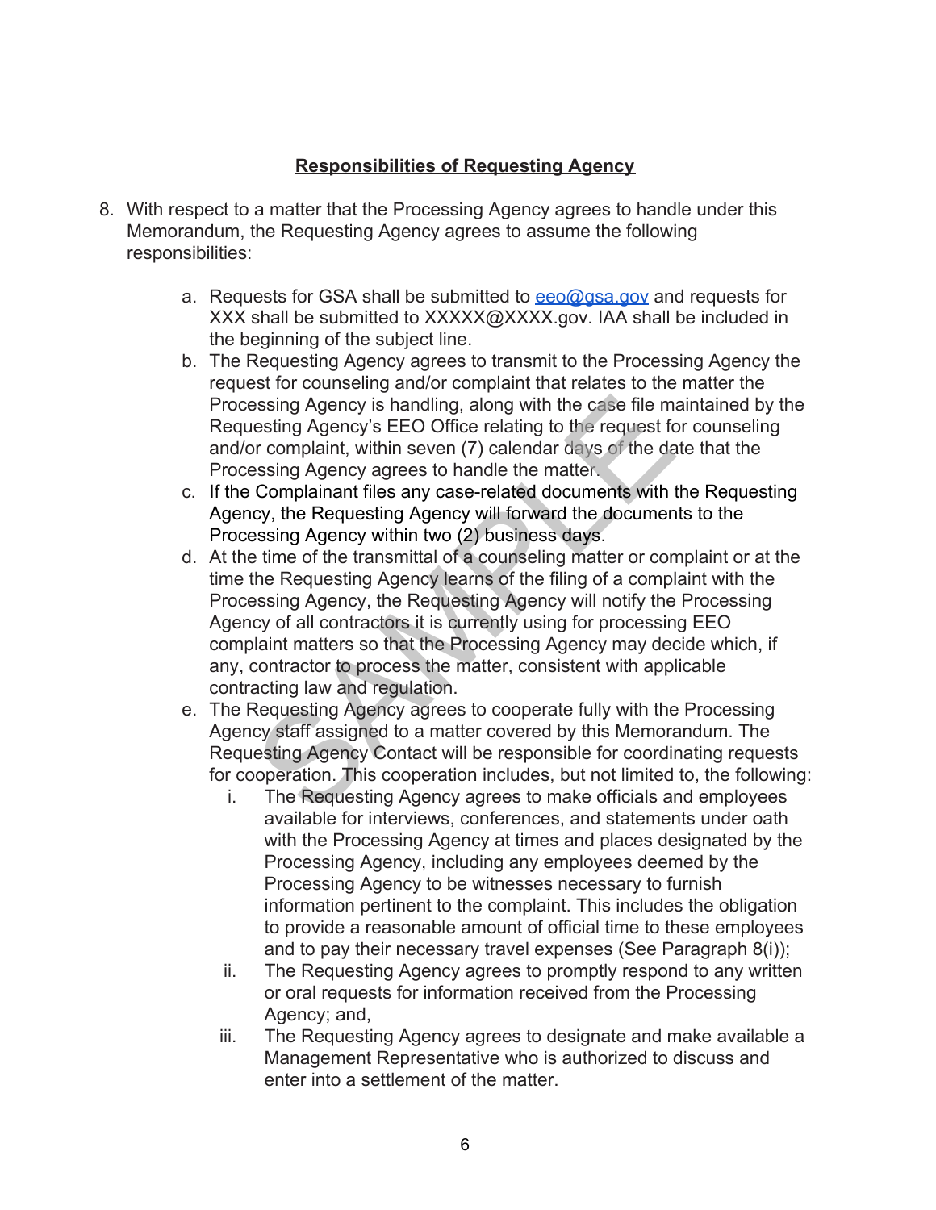**Responsibilities of Requesting Agency**

8. With respect to a matter that the Processing Agency agrees to handle under this Memorandum, the Requesting Agency agrees to assume the following responsibilities:

    a. Requests for GSA shall be submitted to eeo@gsa.gov and requests for XXX shall be submitted to XXXXX@XXXX.gov. IAA shall be included in the beginning of the subject line.
    b. The Requesting Agency agrees to transmit to the Processing Agency the request for counseling and/or complaint that relates to the matter the Processing Agency is handling, along with the case file maintained by the Requesting Agency's EEO Office relating to the request for counseling and/or complaint, within seven (7) calendar days of the date that the Processing Agency agrees to handle the matter.
    c. If the Complainant files any case-related documents with the Requesting Agency, the Requesting Agency will forward the documents to the Processing Agency within two (2) business days.
    d. At the time of the transmittal of a counseling matter or complaint or at the time the Requesting Agency learns of the filing of a complaint with the Processing Agency, the Requesting Agency will notify the Processing Agency of all contractors it is currently using for processing EEO complaint matters so that the Processing Agency may decide which, if any, contractor to process the matter, consistent with applicable contracting law and regulation.
    e. The Requesting Agency agrees to cooperate fully with the Processing Agency staff assigned to a matter covered by this Memorandum. The Requesting Agency Contact will be responsible for coordinating requests for cooperation. This cooperation includes, but not limited to, the following:
        i. The Requesting Agency agrees to make officials and employees available for interviews, conferences, and statements under oath with the Processing Agency at times and places designated by the Processing Agency, including any employees deemed by the Processing Agency to be witnesses necessary to furnish information pertinent to the complaint. This includes the obligation to provide a reasonable amount of official time to these employees and to pay their necessary travel expenses (See Paragraph 8(i));
        ii. The Requesting Agency agrees to promptly respond to any written or oral requests for information received from the Processing Agency; and,
        iii. The Requesting Agency agrees to designate and make available a Management Representative who is authorized to discuss and enter into a settlement of the matter.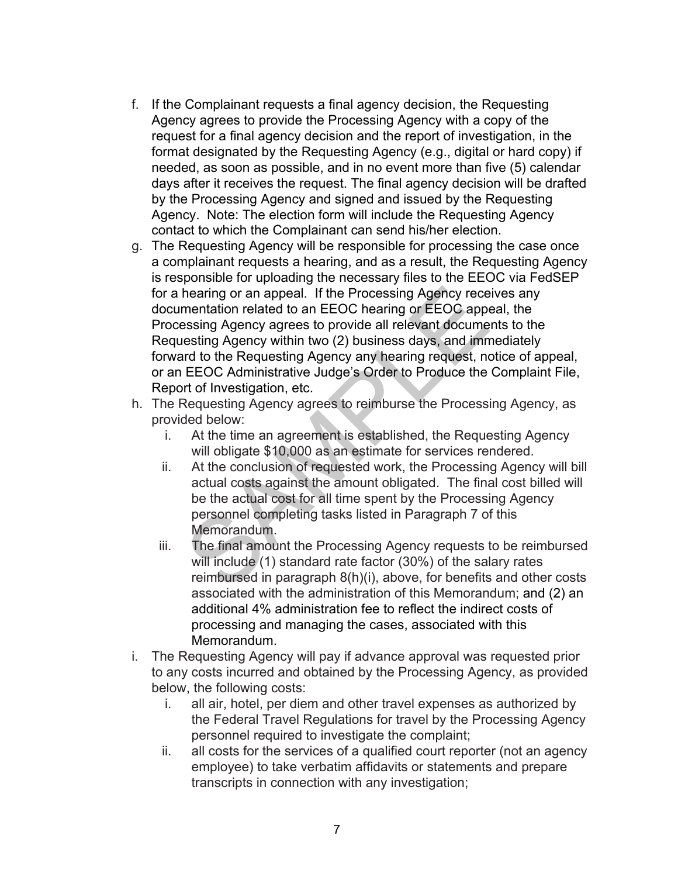f. If the Complainant requests a final agency decision, the Requesting Agency agrees to provide the Processing Agency with a copy of the request for a final agency decision and the report of investigation, in the format designated by the Requesting Agency (e.g., digital or hard copy) if needed, as soon as possible, and in no event more than five (5) calendar days after it receives the request. The final agency decision will be drafted by the Processing Agency and signed and issued by the Requesting Agency. Note: The election form will include the Requesting Agency contact to which the Complainant can send his/her election.
g. The Requesting Agency will be responsible for processing the case once a complainant requests a hearing, and as a result, the Requesting Agency is responsible for uploading the necessary files to the EEOC via FedSEP for a hearing or an appeal. If the Processing Agency receives any documentation related to an EEOC hearing or EEOC appeal, the Processing Agency agrees to provide all relevant documents to the Requesting Agency within two (2) business days, and immediately forward to the Requesting Agency any hearing request, notice of appeal, or an EEOC Administrative Judge's Order to Produce the Complaint File, Report of Investigation, etc.
h. The Requesting Agency agrees to reimburse the Processing Agency, as provided below:
    i. At the time an agreement is established, the Requesting Agency will obligate $10,000 as an estimate for services rendered.
    ii. At the conclusion of requested work, the Processing Agency will bill actual costs against the amount obligated. The final cost billed will be the actual cost for all time spent by the Processing Agency personnel completing tasks listed in Paragraph 7 of this Memorandum.
    iii. The final amount the Processing Agency requests to be reimbursed will include (1) standard rate factor (30%) of the salary rates reimbursed in paragraph 8(h)(i), above, for benefits and other costs associated with the administration of this Memorandum; and (2) an additional 4% administration fee to reflect the indirect costs of processing and managing the cases, associated with this Memorandum.
i. The Requesting Agency will pay if advance approval was requested prior to any costs incurred and obtained by the Processing Agency, as provided below, the following costs:
    i. all air, hotel, per diem and other travel expenses as authorized by the Federal Travel Regulations for travel by the Processing Agency personnel required to investigate the complaint;
    ii. all costs for the services of a qualified court reporter (not an agency employee) to take verbatim affidavits or statements and prepare transcripts in connection with any investigation;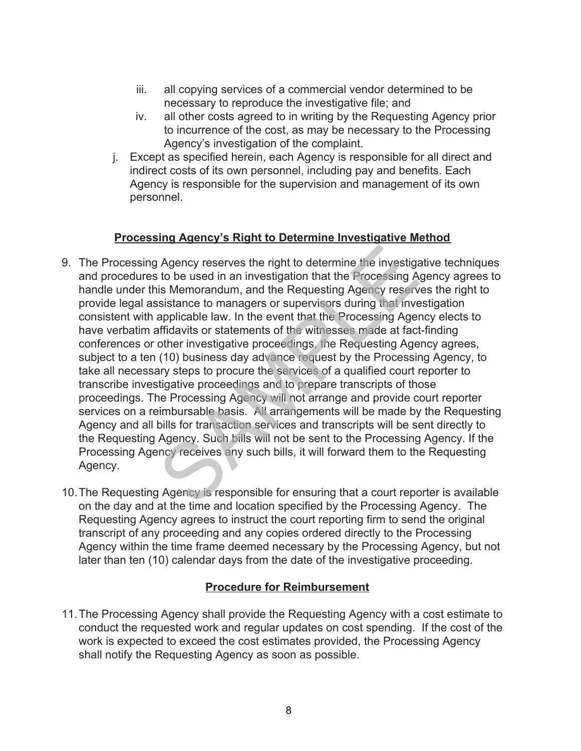iii. all copying services of a commercial vendor determined to be necessary to reproduce the investigative file; and
iv. all other costs agreed to in writing by the Requesting Agency prior to incurrence of the cost, as may be necessary to the Processing Agency's investigation of the complaint.

j. Except as specified herein, each Agency is responsible for all direct and indirect costs of its own personnel, including pay and benefits. Each Agency is responsible for the supervision and management of its own personnel.

**Processing Agency's Right to Determine Investigative Method**

9. The Processing Agency reserves the right to determine the investigative techniques and procedures to be used in an investigation that the Processing Agency agrees to handle under this Memorandum, and the Requesting Agency reserves the right to provide legal assistance to managers or supervisors during that investigation consistent with applicable law. In the event that the Processing Agency elects to have verbatim affidavits or statements of the witnesses made at fact-finding conferences or other investigative proceedings, the Requesting Agency agrees, subject to a ten (10) business day advance request by the Processing Agency, to take all necessary steps to procure the services of a qualified court reporter to transcribe investigative proceedings and to prepare transcripts of those proceedings. The Processing Agency will not arrange and provide court reporter services on a reimbursable basis. All arrangements will be made by the Requesting Agency and all bills for transaction services and transcripts will be sent directly to the Requesting Agency. Such bills will not be sent to the Processing Agency. If the Processing Agency receives any such bills, it will forward them to the Requesting Agency.

10. The Requesting Agency is responsible for ensuring that a court reporter is available on the day and at the time and location specified by the Processing Agency. The Requesting Agency agrees to instruct the court reporting firm to send the original transcript of any proceeding and any copies ordered directly to the Processing Agency within the time frame deemed necessary by the Processing Agency, but not later than ten (10) calendar days from the date of the investigative proceeding.

**Procedure for Reimbursement**

11. The Processing Agency shall provide the Requesting Agency with a cost estimate to conduct the requested work and regular updates on cost spending. If the cost of the work is expected to exceed the cost estimates provided, the Processing Agency shall notify the Requesting Agency as soon as possible.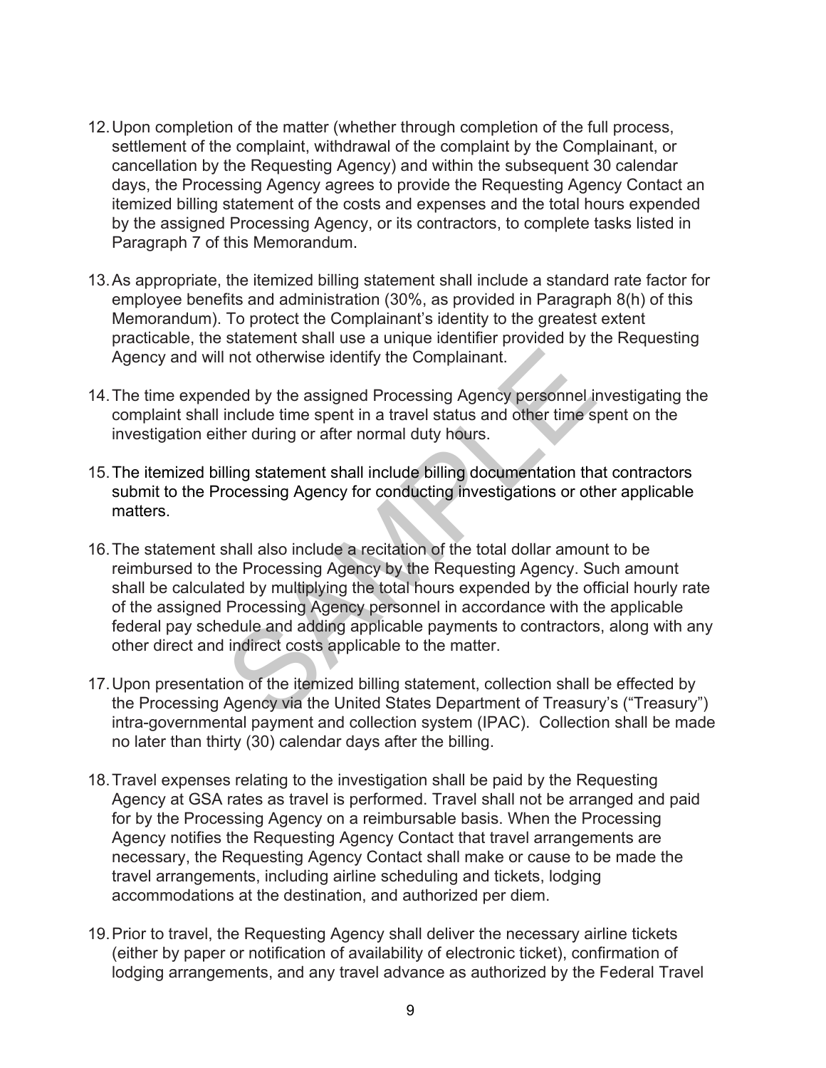12. Upon completion of the matter (whether through completion of the full process, settlement of the complaint, withdrawal of the complaint by the Complainant, or cancellation by the Requesting Agency) and within the subsequent 30 calendar days, the Processing Agency agrees to provide the Requesting Agency Contact an itemized billing statement of the costs and expenses and the total hours expended by the assigned Processing Agency, or its contractors, to complete tasks listed in Paragraph 7 of this Memorandum.

13. As appropriate, the itemized billing statement shall include a standard rate factor for employee benefits and administration (30%, as provided in Paragraph 8(h) of this Memorandum). To protect the Complainant's identity to the greatest extent practicable, the statement shall use a unique identifier provided by the Requesting Agency and will not otherwise identify the Complainant.

14. The time expended by the assigned Processing Agency personnel investigating the complaint shall include time spent in a travel status and other time spent on the investigation either during or after normal duty hours.

15. The itemized billing statement shall include billing documentation that contractors submit to the Processing Agency for conducting investigations or other applicable matters.

16. The statement shall also include a recitation of the total dollar amount to be reimbursed to the Processing Agency by the Requesting Agency. Such amount shall be calculated by multiplying the total hours expended by the official hourly rate of the assigned Processing Agency personnel in accordance with the applicable federal pay schedule and adding applicable payments to contractors, along with any other direct and indirect costs applicable to the matter.

17. Upon presentation of the itemized billing statement, collection shall be effected by the Processing Agency via the United States Department of Treasury's ("Treasury") intra-governmental payment and collection system (IPAC). Collection shall be made no later than thirty (30) calendar days after the billing.

18. Travel expenses relating to the investigation shall be paid by the Requesting Agency at GSA rates as travel is performed. Travel shall not be arranged and paid for by the Processing Agency on a reimbursable basis. When the Processing Agency notifies the Requesting Agency Contact that travel arrangements are necessary, the Requesting Agency Contact shall make or cause to be made the travel arrangements, including airline scheduling and tickets, lodging accommodations at the destination, and authorized per diem.

19. Prior to travel, the Requesting Agency shall deliver the necessary airline tickets (either by paper or notification of availability of electronic ticket), confirmation of lodging arrangements, and any travel advance as authorized by the Federal Travel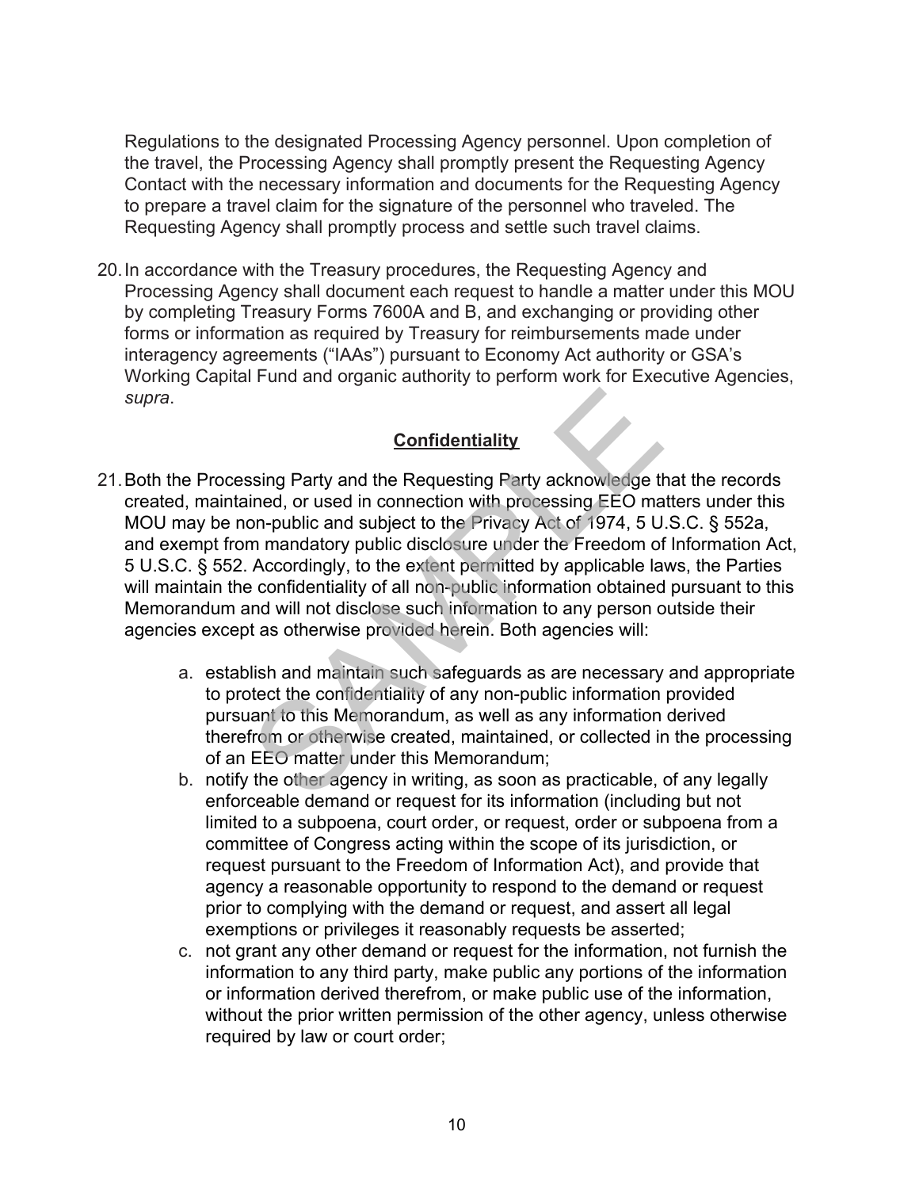Regulations to the designated Processing Agency personnel. Upon completion of the travel, the Processing Agency shall promptly present the Requesting Agency Contact with the necessary information and documents for the Requesting Agency to prepare a travel claim for the signature of the personnel who traveled. The Requesting Agency shall promptly process and settle such travel claims.

20. In accordance with the Treasury procedures, the Requesting Agency and Processing Agency shall document each request to handle a matter under this MOU by completing Treasury Forms 7600A and B, and exchanging or providing other forms or information as required by Treasury for reimbursements made under interagency agreements ("IAAs") pursuant to Economy Act authority or GSA's Working Capital Fund and organic authority to perform work for Executive Agencies, *supra*.

## **Confidentiality**

21. Both the Processing Party and the Requesting Party acknowledge that the records created, maintained, or used in connection with processing EEO matters under this MOU may be non-public and subject to the Privacy Act of 1974, 5 U.S.C. § 552a, and exempt from mandatory public disclosure under the Freedom of Information Act, 5 U.S.C. § 552. Accordingly, to the extent permitted by applicable laws, the Parties will maintain the confidentiality of all non-public information obtained pursuant to this Memorandum and will not disclose such information to any person outside their agencies except as otherwise provided herein. Both agencies will:

    a. establish and maintain such safeguards as are necessary and appropriate to protect the confidentiality of any non-public information provided pursuant to this Memorandum, as well as any information derived therefrom or otherwise created, maintained, or collected in the processing of an EEO matter under this Memorandum;
    b. notify the other agency in writing, as soon as practicable, of any legally enforceable demand or request for its information (including but not limited to a subpoena, court order, or request, order or subpoena from a committee of Congress acting within the scope of its jurisdiction, or request pursuant to the Freedom of Information Act), and provide that agency a reasonable opportunity to respond to the demand or request prior to complying with the demand or request, and assert all legal exemptions or privileges it reasonably requests be asserted;
    c. not grant any other demand or request for the information, not furnish the information to any third party, make public any portions of the information or information derived therefrom, or make public use of the information, without the prior written permission of the other agency, unless otherwise required by law or court order;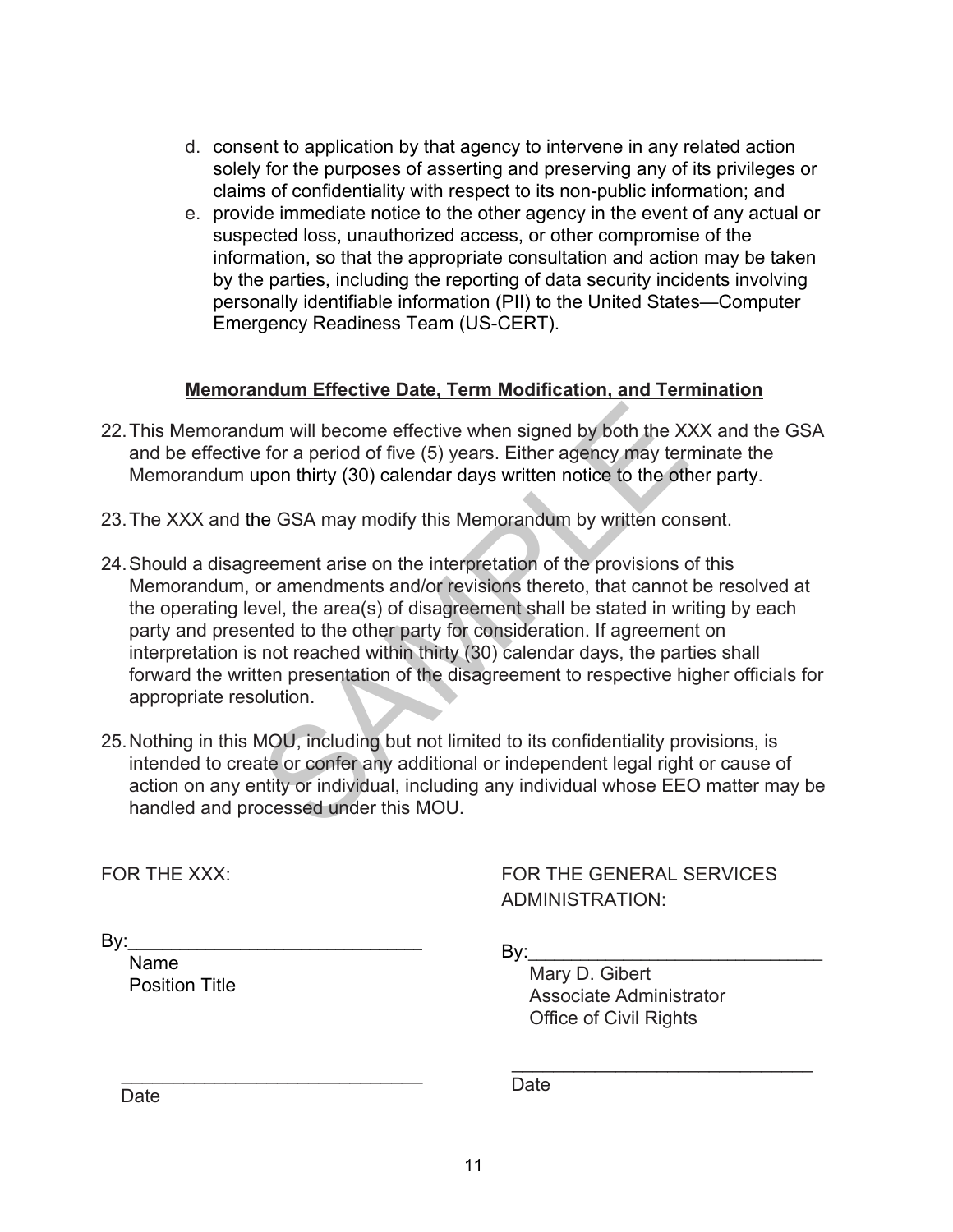d. consent to application by that agency to intervene in any related action solely for the purposes of asserting and preserving any of its privileges or claims of confidentiality with respect to its non-public information; and
e. provide immediate notice to the other agency in the event of any actual or suspected loss, unauthorized access, or other compromise of the information, so that the appropriate consultation and action may be taken by the parties, including the reporting of data security incidents involving personally identifiable information (PII) to the United States—Computer Emergency Readiness Team (US-CERT).

**Memorandum Effective Date, Term Modification, and Termination**

22. This Memorandum will become effective when signed by both the XXX and the GSA and be effective for a period of five (5) years. Either agency may terminate the Memorandum upon thirty (30) calendar days written notice to the other party.

23. The XXX and the GSA may modify this Memorandum by written consent.

24. Should a disagreement arise on the interpretation of the provisions of this Memorandum, or amendments and/or revisions thereto, that cannot be resolved at the operating level, the area(s) of disagreement shall be stated in writing by each party and presented to the other party for consideration. If agreement on interpretation is not reached within thirty (30) calendar days, the parties shall forward the written presentation of the disagreement to respective higher officials for appropriate resolution.

25. Nothing in this MOU, including but not limited to its confidentiality provisions, is intended to create or confer any additional or independent legal right or cause of action on any entity or individual, including any individual whose EEO matter may be handled and processed under this MOU.

FOR THE XXX:

By:\_\_\_\_\_\_\_\_\_\_\_\_\_\_\_\_\_\_\_\_\_\_\_\_\_\_\_\_\_\_
Name
Position Title

\_\_\_\_\_\_\_\_\_\_\_\_\_\_\_\_\_\_\_\_\_\_\_\_\_\_\_\_\_\_
Date

FOR THE GENERAL SERVICES ADMINISTRATION:

By:\_\_\_\_\_\_\_\_\_\_\_\_\_\_\_\_\_\_\_\_\_\_\_\_\_\_\_\_\_\_
Mary D. Gibert
Associate Administrator
Office of Civil Rights

\_\_\_\_\_\_\_\_\_\_\_\_\_\_\_\_\_\_\_\_\_\_\_\_\_\_\_\_\_\_
Date